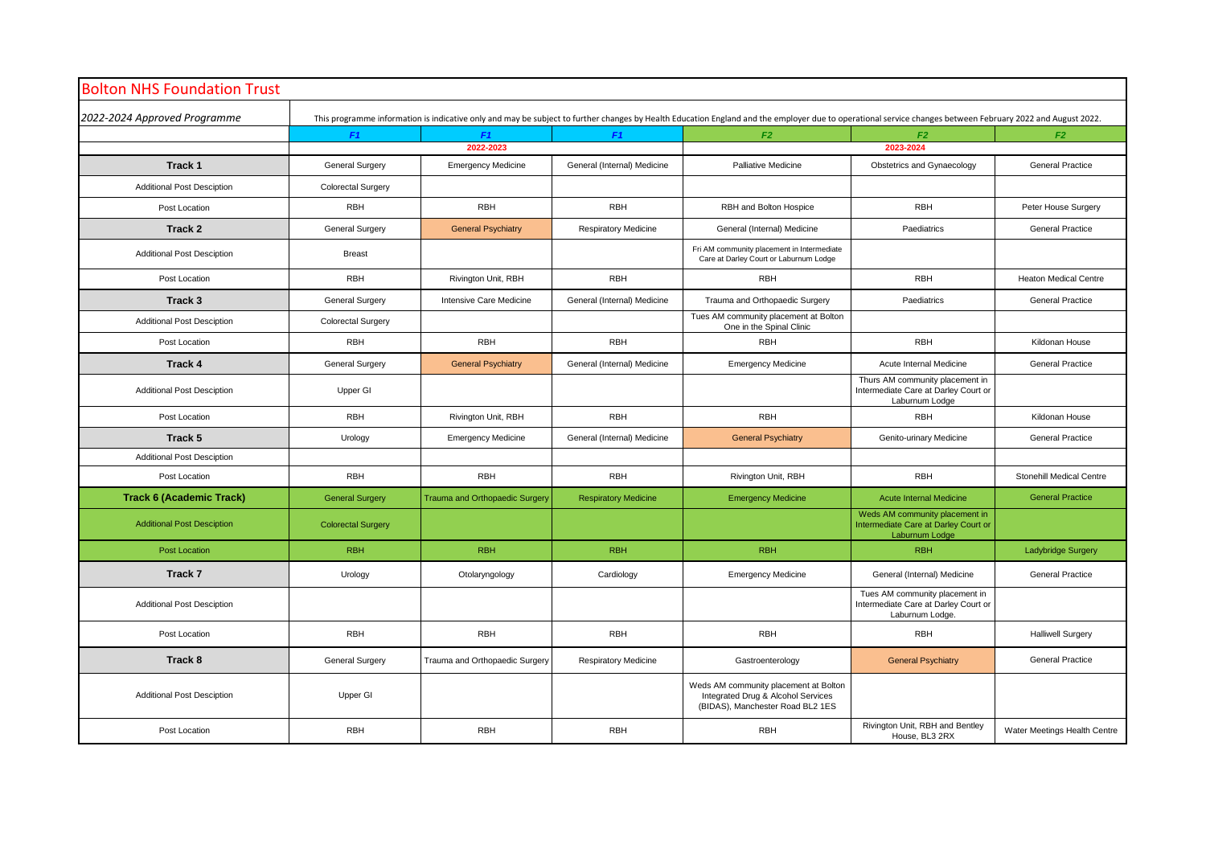# Bolton NHS Foundation Trust

*2022-2024 Approved Programme*

This programme information is indicative only and may be subject to further changes by Health Education England and the employer due to operational service changes between February 2022 and August 2022.

| | F1 | F1 | F1 | F2 | F2 | F2 |
|---|---|---|---|---|---|---|
| | 2022-2023 | | | 2023-2024 | | |
| **Track 1** | General Surgery | Emergency Medicine | General (Internal) Medicine | Palliative Medicine | Obstetrics and Gynaecology | General Practice |
| Additional Post Desciption | Colorectal Surgery | | | | | |
| Post Location | RBH | RBH | RBH | RBH and Bolton Hospice | RBH | Peter House Surgery |
| **Track 2** | General Surgery | General Psychiatry | Respiratory Medicine | General (Internal) Medicine | Paediatrics | General Practice |
| Additional Post Desciption | Breast | | | Fri AM community placement in Intermediate Care at Darley Court or Laburnum Lodge | | |
| Post Location | RBH | Rivington Unit, RBH | RBH | RBH | RBH | Heaton Medical Centre |
| **Track 3** | General Surgery | Intensive Care Medicine | General (Internal) Medicine | Trauma and Orthopaedic Surgery | Paediatrics | General Practice |
| Additional Post Desciption | Colorectal Surgery | | | Tues AM community placement at Bolton One in the Spinal Clinic | | |
| Post Location | RBH | RBH | RBH | RBH | RBH | Kildonan House |
| **Track 4** | General Surgery | General Psychiatry | General (Internal) Medicine | Emergency Medicine | Acute Internal Medicine | General Practice |
| Additional Post Desciption | Upper GI | | | | Thurs AM community placement in Intermediate Care at Darley Court or Laburnum Lodge | |
| Post Location | RBH | Rivington Unit, RBH | RBH | RBH | RBH | Kildonan House |
| **Track 5** | Urology | Emergency Medicine | General (Internal) Medicine | General Psychiatry | Genito-urinary Medicine | General Practice |
| Additional Post Desciption | | | | | | |
| Post Location | RBH | RBH | RBH | Rivington Unit, RBH | RBH | Stonehill Medical Centre |
| **Track 6 (Academic Track)** | General Surgery | Trauma and Orthopaedic Surgery | Respiratory Medicine | Emergency Medicine | Acute Internal Medicine | General Practice |
| Additional Post Desciption | Colorectal Surgery | | | | Weds AM community placement in Intermediate Care at Darley Court or Laburnum Lodge | |
| Post Location | RBH | RBH | RBH | RBH | RBH | Ladybridge Surgery |
| **Track 7** | Urology | Otolaryngology | Cardiology | Emergency Medicine | General (Internal) Medicine | General Practice |
| Additional Post Desciption | | | | | Tues AM community placement in Intermediate Care at Darley Court or Laburnum Lodge. | |
| Post Location | RBH | RBH | RBH | RBH | RBH | Halliwell Surgery |
| **Track 8** | General Surgery | Trauma and Orthopaedic Surgery | Respiratory Medicine | Gastroenterology | General Psychiatry | General Practice |
| Additional Post Desciption | Upper GI | | | Weds AM community placement at Bolton Integrated Drug & Alcohol Services (BIDAS), Manchester Road BL2 1ES | | |
| Post Location | RBH | RBH | RBH | RBH | Rivington Unit, RBH and Bentley House, BL3 2RX | Water Meetings Health Centre |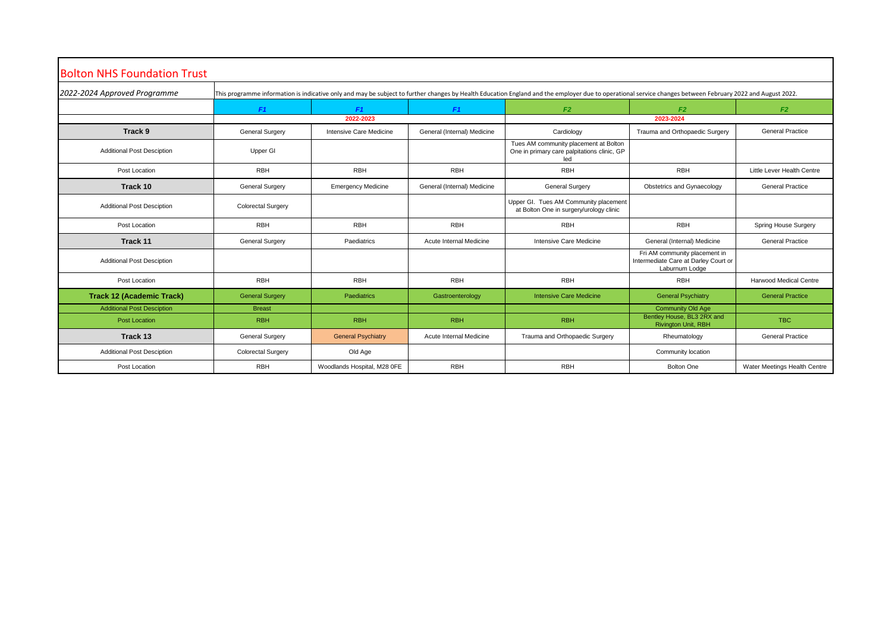# Bolton NHS Foundation Trust

| *2022-2024 Approved Programme* | This programme information is indicative only and may be subject to further changes by Health Education England and the employer due to operational service changes between February 2022 and August 2022. | | | | | |
|---|---|---|---|---|---|---|
| | *F1* | *F1* | *F1* | *F2* | *F2* | *F2* |
| | 2022-2023 | | | 2023-2024 | | |
| **Track 9** | General Surgery | Intensive Care Medicine | General (Internal) Medicine | Cardiology | Trauma and Orthopaedic Surgery | General Practice |
| Additional Post Desciption | Upper GI | | | Tues AM community placement at Bolton One in primary care palpitations clinic, GP led | | |
| Post Location | RBH | RBH | RBH | RBH | RBH | Little Lever Health Centre |
| **Track 10** | General Surgery | Emergency Medicine | General (Internal) Medicine | General Surgery | Obstetrics and Gynaecology | General Practice |
| Additional Post Desciption | Colorectal Surgery | | | Upper GI. Tues AM Community placement at Bolton One in surgery/urology clinic | | |
| Post Location | RBH | RBH | RBH | RBH | RBH | Spring House Surgery |
| **Track 11** | General Surgery | Paediatrics | Acute Internal Medicine | Intensive Care Medicine | General (Internal) Medicine | General Practice |
| Additional Post Desciption | | | | | Fri AM community placement in Intermediate Care at Darley Court or Laburnum Lodge | |
| Post Location | RBH | RBH | RBH | RBH | RBH | Harwood Medical Centre |
| **Track 12 (Academic Track)** | General Surgery | Paediatrics | Gastroenterology | Intensive Care Medicine | General Psychiatry | General Practice |
| Additional Post Desciption | Breast | | | | Community Old Age | |
| Post Location | RBH | RBH | RBH | RBH | Bentley House, BL3 2RX and Rivington Unit, RBH | TBC |
| **Track 13** | General Surgery | General Psychiatry | Acute Internal Medicine | Trauma and Orthopaedic Surgery | Rheumatology | General Practice |
| Additional Post Desciption | Colorectal Surgery | Old Age | | | Community location | |
| Post Location | RBH | Woodlands Hospital, M28 0FE | RBH | RBH | Bolton One | Water Meetings Health Centre |